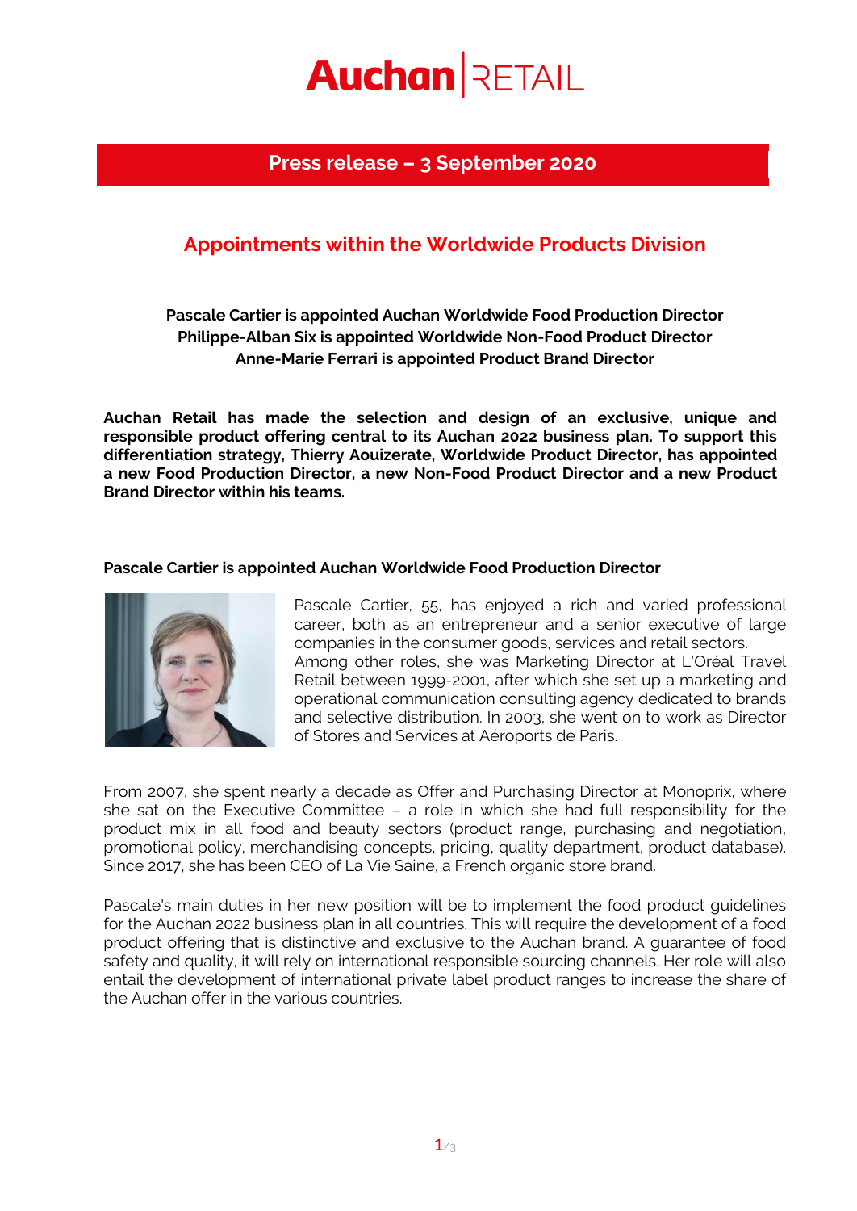Auchan RETAIL

**Press release – 3 September 2020**

# Appointments within the Worldwide Products Division

**Pascale Cartier is appointed Auchan Worldwide Food Production Director**
**Philippe-Alban Six is appointed Worldwide Non-Food Product Director**
**Anne-Marie Ferrari is appointed Product Brand Director**

**Auchan Retail has made the selection and design of an exclusive, unique and responsible product offering central to its Auchan 2022 business plan. To support this differentiation strategy, Thierry Aouizerate, Worldwide Product Director, has appointed a new Food Production Director, a new Non-Food Product Director and a new Product Brand Director within his teams.**

## Pascale Cartier is appointed Auchan Worldwide Food Production Director

Pascale Cartier, 55, has enjoyed a rich and varied professional career, both as an entrepreneur and a senior executive of large companies in the consumer goods, services and retail sectors. Among other roles, she was Marketing Director at L'Oréal Travel Retail between 1999-2001, after which she set up a marketing and operational communication consulting agency dedicated to brands and selective distribution. In 2003, she went on to work as Director of Stores and Services at Aéroports de Paris.

From 2007, she spent nearly a decade as Offer and Purchasing Director at Monoprix, where she sat on the Executive Committee – a role in which she had full responsibility for the product mix in all food and beauty sectors (product range, purchasing and negotiation, promotional policy, merchandising concepts, pricing, quality department, product database). Since 2017, she has been CEO of La Vie Saine, a French organic store brand.

Pascale's main duties in her new position will be to implement the food product guidelines for the Auchan 2022 business plan in all countries. This will require the development of a food product offering that is distinctive and exclusive to the Auchan brand. A guarantee of food safety and quality, it will rely on international responsible sourcing channels. Her role will also entail the development of international private label product ranges to increase the share of the Auchan offer in the various countries.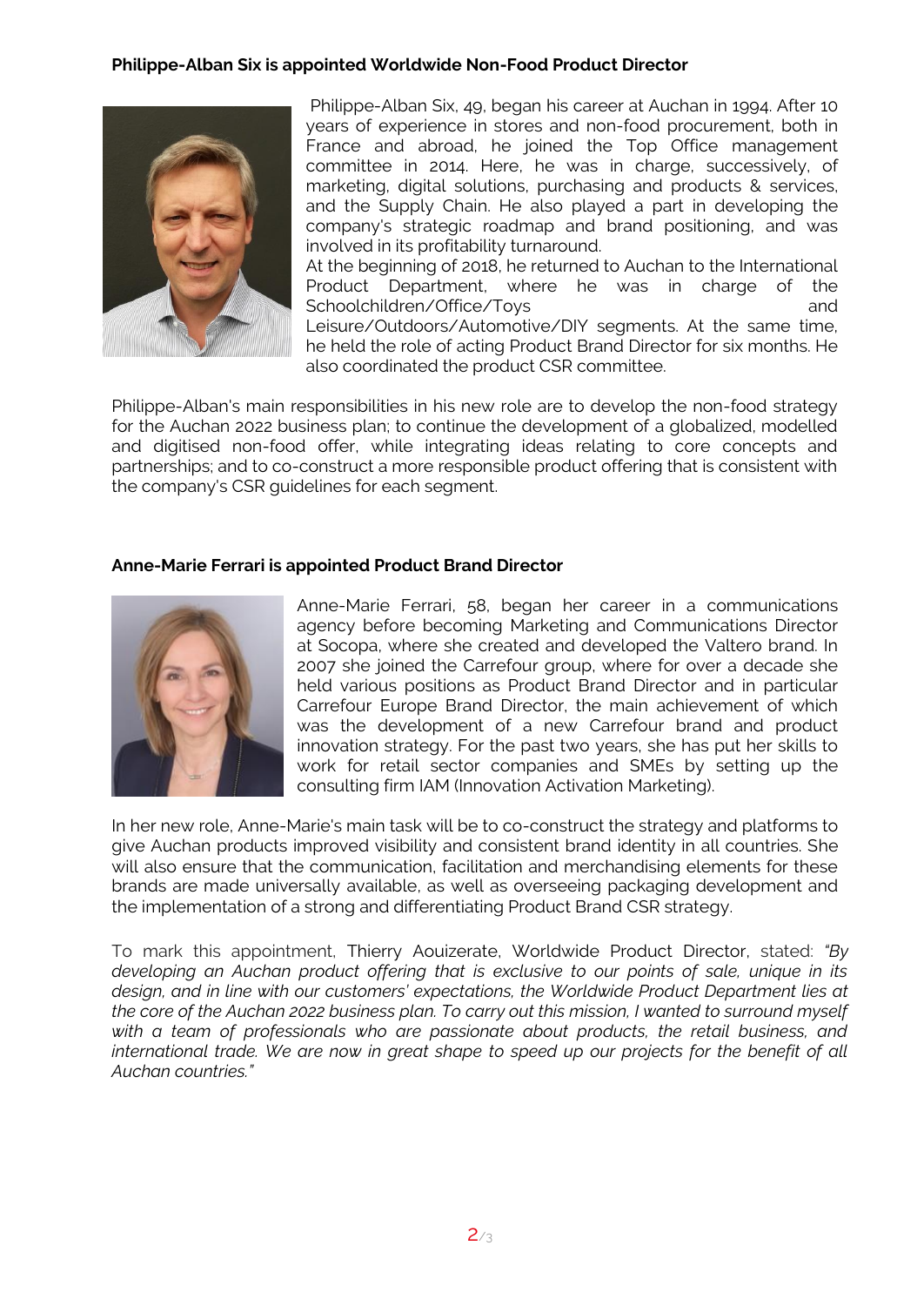**Philippe-Alban Six is appointed Worldwide Non-Food Product Director**

Philippe-Alban Six, 49, began his career at Auchan in 1994. After 10 years of experience in stores and non-food procurement, both in France and abroad, he joined the Top Office management committee in 2014. Here, he was in charge, successively, of marketing, digital solutions, purchasing and products & services, and the Supply Chain. He also played a part in developing the company's strategic roadmap and brand positioning, and was involved in its profitability turnaround.

At the beginning of 2018, he returned to Auchan to the International Product Department, where he was in charge of the Schoolchildren/Office/Toys and Leisure/Outdoors/Automotive/DIY segments. At the same time, he held the role of acting Product Brand Director for six months. He also coordinated the product CSR committee.

Philippe-Alban's main responsibilities in his new role are to develop the non-food strategy for the Auchan 2022 business plan; to continue the development of a globalized, modelled and digitised non-food offer, while integrating ideas relating to core concepts and partnerships; and to co-construct a more responsible product offering that is consistent with the company's CSR guidelines for each segment.

**Anne-Marie Ferrari is appointed Product Brand Director**

Anne-Marie Ferrari, 58, began her career in a communications agency before becoming Marketing and Communications Director at Socopa, where she created and developed the Valtero brand. In 2007 she joined the Carrefour group, where for over a decade she held various positions as Product Brand Director and in particular Carrefour Europe Brand Director, the main achievement of which was the development of a new Carrefour brand and product innovation strategy. For the past two years, she has put her skills to work for retail sector companies and SMEs by setting up the consulting firm IAM (Innovation Activation Marketing).

In her new role, Anne-Marie's main task will be to co-construct the strategy and platforms to give Auchan products improved visibility and consistent brand identity in all countries. She will also ensure that the communication, facilitation and merchandising elements for these brands are made universally available, as well as overseeing packaging development and the implementation of a strong and differentiating Product Brand CSR strategy.

To mark this appointment, Thierry Aouizerate, Worldwide Product Director, stated: *"By developing an Auchan product offering that is exclusive to our points of sale, unique in its design, and in line with our customers' expectations, the Worldwide Product Department lies at the core of the Auchan 2022 business plan. To carry out this mission, I wanted to surround myself with a team of professionals who are passionate about products, the retail business, and international trade. We are now in great shape to speed up our projects for the benefit of all Auchan countries."*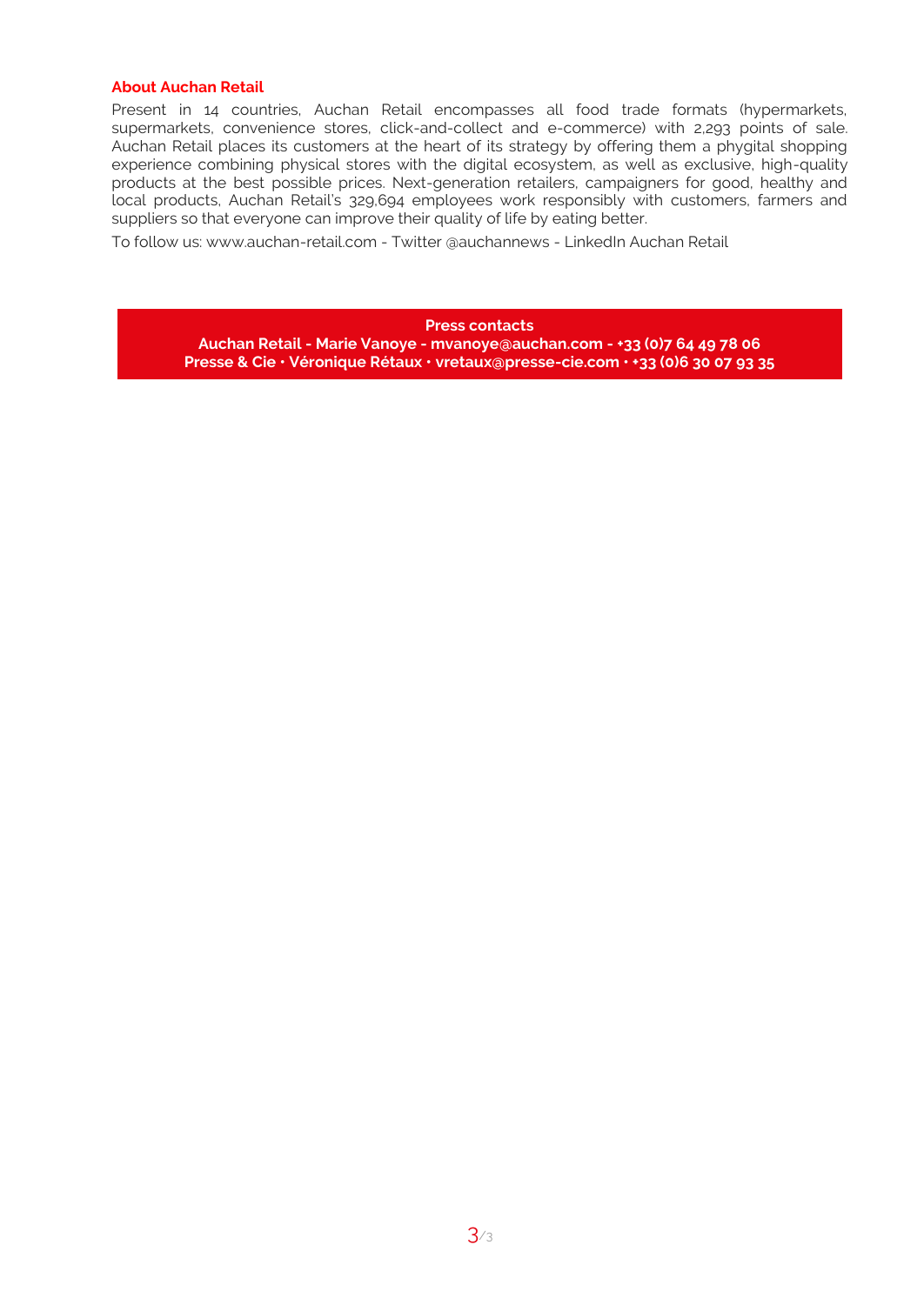## About Auchan Retail

Present in 14 countries, Auchan Retail encompasses all food trade formats (hypermarkets, supermarkets, convenience stores, click-and-collect and e-commerce) with 2,293 points of sale. Auchan Retail places its customers at the heart of its strategy by offering them a phygital shopping experience combining physical stores with the digital ecosystem, as well as exclusive, high-quality products at the best possible prices. Next-generation retailers, campaigners for good, healthy and local products, Auchan Retail's 329,694 employees work responsibly with customers, farmers and suppliers so that everyone can improve their quality of life by eating better.

To follow us: www.auchan-retail.com - Twitter @auchannews - LinkedIn Auchan Retail

**Press contacts**
**Auchan Retail - Marie Vanoye - mvanoye@auchan.com - +33 (0)7 64 49 78 06**
**Presse & Cie • Véronique Rétaux • vretaux@presse-cie.com • +33 (0)6 30 07 93 35**